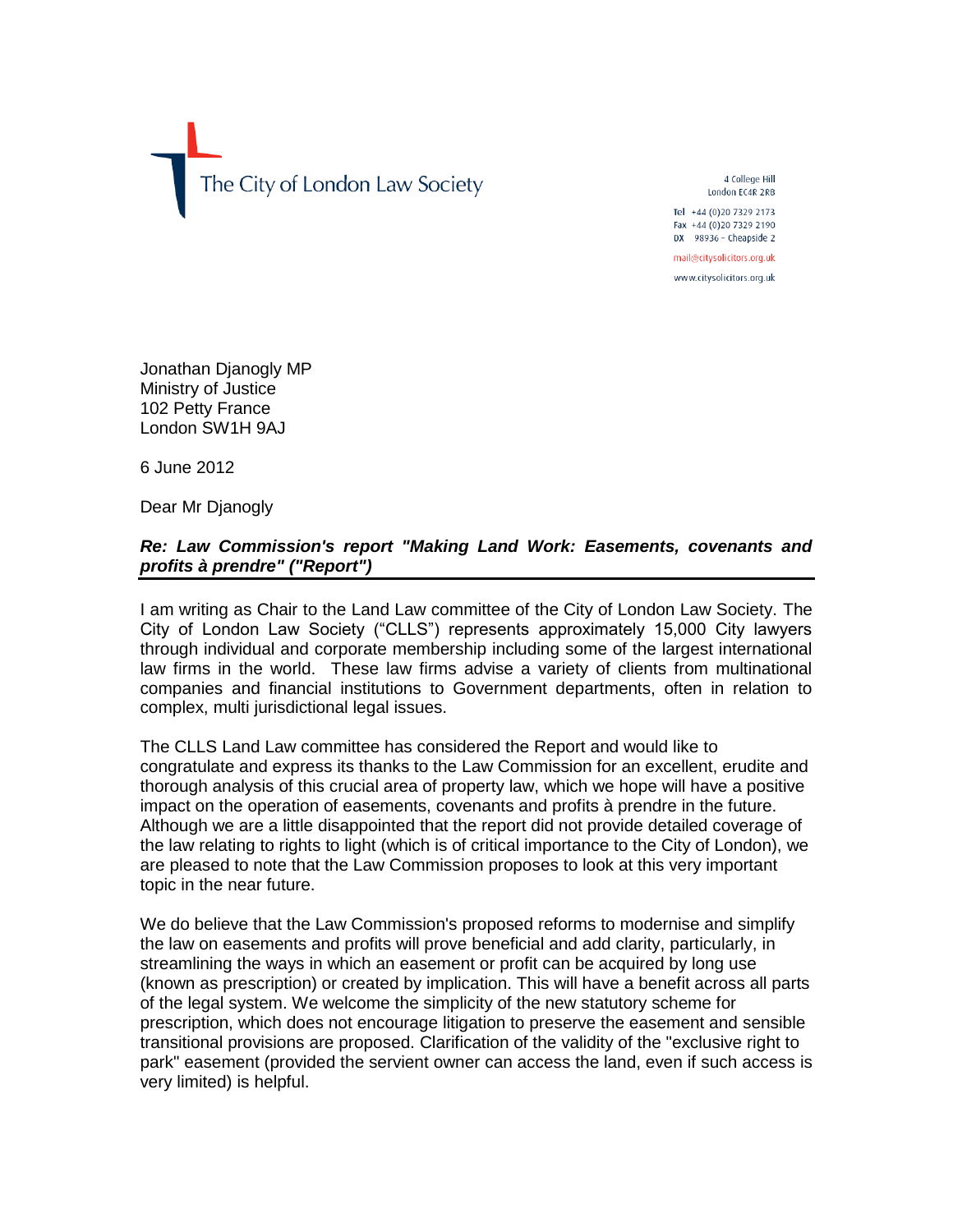The City of London Law Society

4 College Hill
London EC4R 2RB

Tel +44 (0)20 7329 2173
Fax +44 (0)20 7329 2190
DX 98936 – Cheapside 2

mail@citysolicitors.org.uk

www.citysolicitors.org.uk

Jonathan Djanogly MP
Ministry of Justice
102 Petty France
London SW1H 9AJ

6 June 2012

Dear Mr Djanogly

***Re: Law Commission's report "Making Land Work: Easements, covenants and profits à prendre" ("Report")***

I am writing as Chair to the Land Law committee of the City of London Law Society. The City of London Law Society ("CLLS") represents approximately 15,000 City lawyers through individual and corporate membership including some of the largest international law firms in the world. These law firms advise a variety of clients from multinational companies and financial institutions to Government departments, often in relation to complex, multi jurisdictional legal issues.

The CLLS Land Law committee has considered the Report and would like to congratulate and express its thanks to the Law Commission for an excellent, erudite and thorough analysis of this crucial area of property law, which we hope will have a positive impact on the operation of easements, covenants and profits à prendre in the future. Although we are a little disappointed that the report did not provide detailed coverage of the law relating to rights to light (which is of critical importance to the City of London), we are pleased to note that the Law Commission proposes to look at this very important topic in the near future.

We do believe that the Law Commission's proposed reforms to modernise and simplify the law on easements and profits will prove beneficial and add clarity, particularly, in streamlining the ways in which an easement or profit can be acquired by long use (known as prescription) or created by implication. This will have a benefit across all parts of the legal system. We welcome the simplicity of the new statutory scheme for prescription, which does not encourage litigation to preserve the easement and sensible transitional provisions are proposed. Clarification of the validity of the "exclusive right to park" easement (provided the servient owner can access the land, even if such access is very limited) is helpful.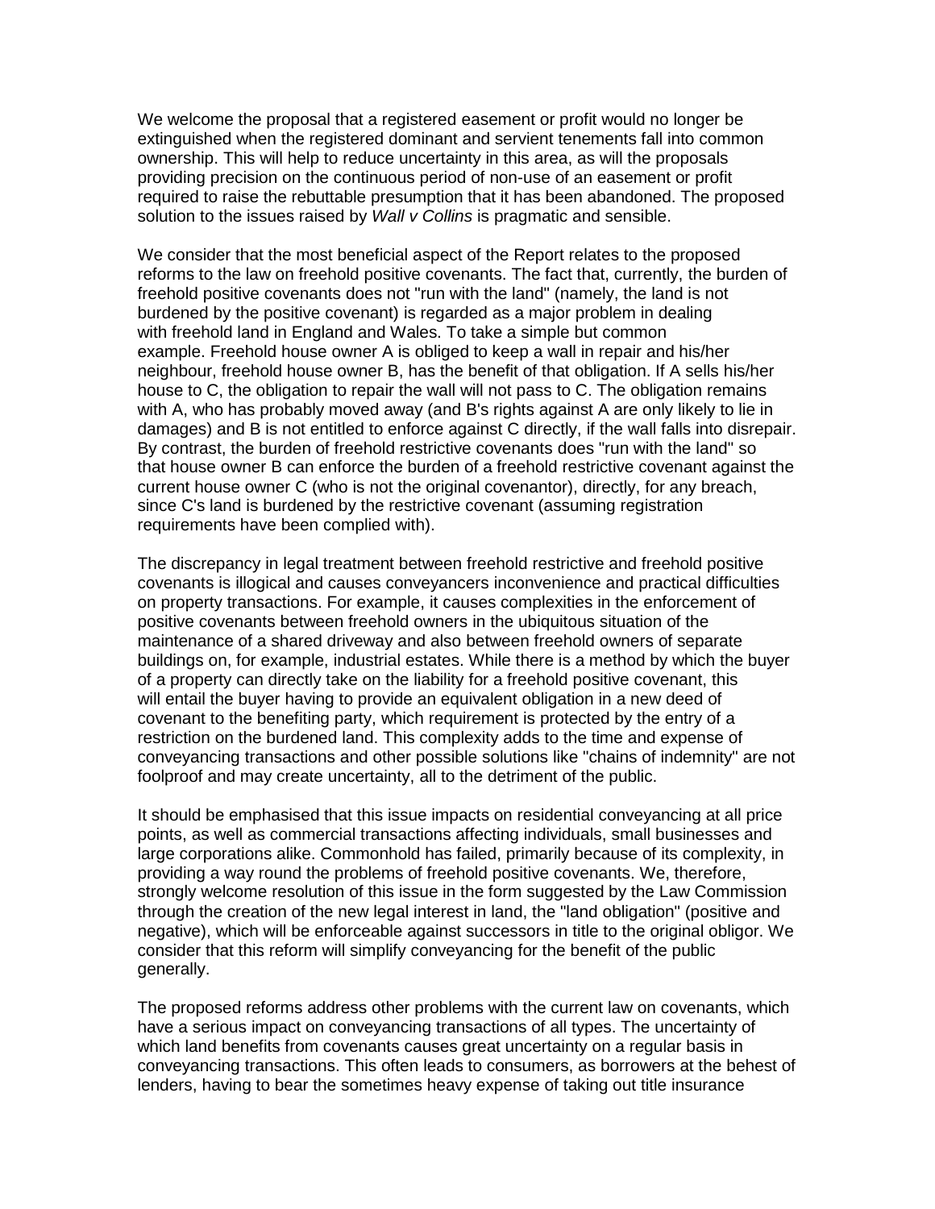We welcome the proposal that a registered easement or profit would no longer be extinguished when the registered dominant and servient tenements fall into common ownership. This will help to reduce uncertainty in this area, as will the proposals providing precision on the continuous period of non-use of an easement or profit required to raise the rebuttable presumption that it has been abandoned. The proposed solution to the issues raised by *Wall v Collins* is pragmatic and sensible.

We consider that the most beneficial aspect of the Report relates to the proposed reforms to the law on freehold positive covenants. The fact that, currently, the burden of freehold positive covenants does not "run with the land" (namely, the land is not burdened by the positive covenant) is regarded as a major problem in dealing with freehold land in England and Wales. To take a simple but common example. Freehold house owner A is obliged to keep a wall in repair and his/her neighbour, freehold house owner B, has the benefit of that obligation. If A sells his/her house to C, the obligation to repair the wall will not pass to C. The obligation remains with A, who has probably moved away (and B's rights against A are only likely to lie in damages) and B is not entitled to enforce against C directly, if the wall falls into disrepair. By contrast, the burden of freehold restrictive covenants does "run with the land" so that house owner B can enforce the burden of a freehold restrictive covenant against the current house owner C (who is not the original covenantor), directly, for any breach, since C's land is burdened by the restrictive covenant (assuming registration requirements have been complied with).

The discrepancy in legal treatment between freehold restrictive and freehold positive covenants is illogical and causes conveyancers inconvenience and practical difficulties on property transactions. For example, it causes complexities in the enforcement of positive covenants between freehold owners in the ubiquitous situation of the maintenance of a shared driveway and also between freehold owners of separate buildings on, for example, industrial estates. While there is a method by which the buyer of a property can directly take on the liability for a freehold positive covenant, this will entail the buyer having to provide an equivalent obligation in a new deed of covenant to the benefiting party, which requirement is protected by the entry of a restriction on the burdened land. This complexity adds to the time and expense of conveyancing transactions and other possible solutions like "chains of indemnity" are not foolproof and may create uncertainty, all to the detriment of the public.

It should be emphasised that this issue impacts on residential conveyancing at all price points, as well as commercial transactions affecting individuals, small businesses and large corporations alike. Commonhold has failed, primarily because of its complexity, in providing a way round the problems of freehold positive covenants. We, therefore, strongly welcome resolution of this issue in the form suggested by the Law Commission through the creation of the new legal interest in land, the "land obligation" (positive and negative), which will be enforceable against successors in title to the original obligor. We consider that this reform will simplify conveyancing for the benefit of the public generally.

The proposed reforms address other problems with the current law on covenants, which have a serious impact on conveyancing transactions of all types. The uncertainty of which land benefits from covenants causes great uncertainty on a regular basis in conveyancing transactions. This often leads to consumers, as borrowers at the behest of lenders, having to bear the sometimes heavy expense of taking out title insurance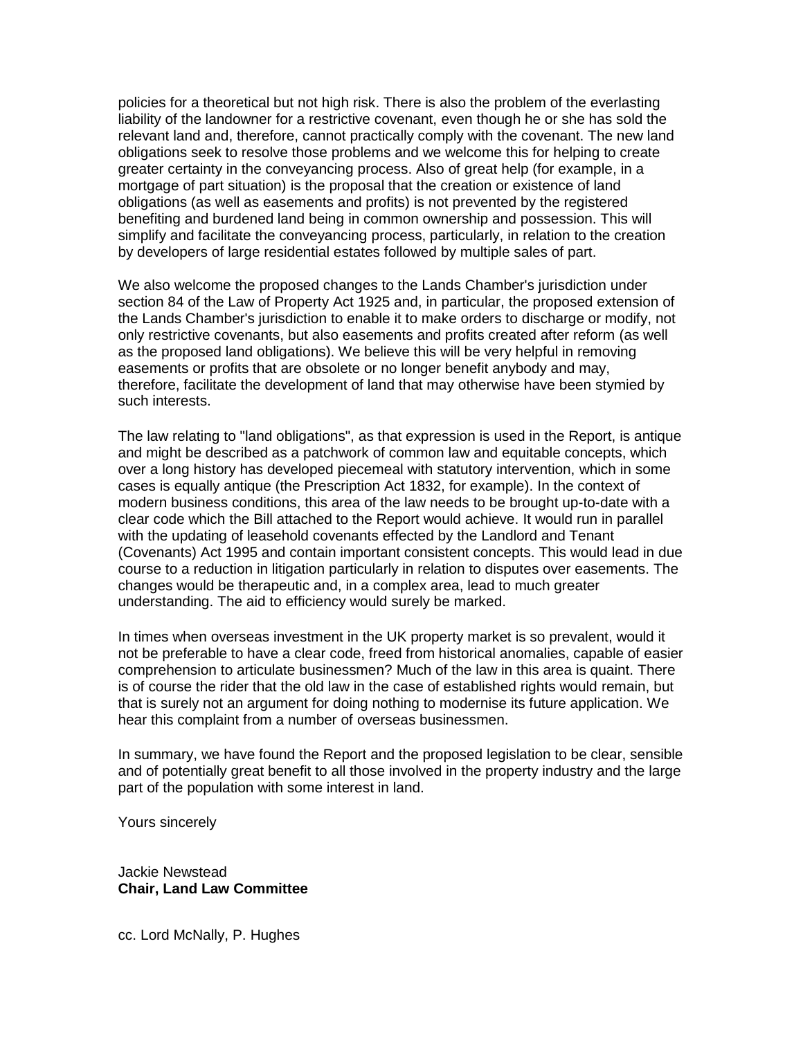policies for a theoretical but not high risk. There is also the problem of the everlasting liability of the landowner for a restrictive covenant, even though he or she has sold the relevant land and, therefore, cannot practically comply with the covenant. The new land obligations seek to resolve those problems and we welcome this for helping to create greater certainty in the conveyancing process. Also of great help (for example, in a mortgage of part situation) is the proposal that the creation or existence of land obligations (as well as easements and profits) is not prevented by the registered benefiting and burdened land being in common ownership and possession. This will simplify and facilitate the conveyancing process, particularly, in relation to the creation by developers of large residential estates followed by multiple sales of part.

We also welcome the proposed changes to the Lands Chamber's jurisdiction under section 84 of the Law of Property Act 1925 and, in particular, the proposed extension of the Lands Chamber's jurisdiction to enable it to make orders to discharge or modify, not only restrictive covenants, but also easements and profits created after reform (as well as the proposed land obligations). We believe this will be very helpful in removing easements or profits that are obsolete or no longer benefit anybody and may, therefore, facilitate the development of land that may otherwise have been stymied by such interests.

The law relating to "land obligations", as that expression is used in the Report, is antique and might be described as a patchwork of common law and equitable concepts, which over a long history has developed piecemeal with statutory intervention, which in some cases is equally antique (the Prescription Act 1832, for example). In the context of modern business conditions, this area of the law needs to be brought up-to-date with a clear code which the Bill attached to the Report would achieve. It would run in parallel with the updating of leasehold covenants effected by the Landlord and Tenant (Covenants) Act 1995 and contain important consistent concepts. This would lead in due course to a reduction in litigation particularly in relation to disputes over easements. The changes would be therapeutic and, in a complex area, lead to much greater understanding. The aid to efficiency would surely be marked.

In times when overseas investment in the UK property market is so prevalent, would it not be preferable to have a clear code, freed from historical anomalies, capable of easier comprehension to articulate businessmen? Much of the law in this area is quaint. There is of course the rider that the old law in the case of established rights would remain, but that is surely not an argument for doing nothing to modernise its future application. We hear this complaint from a number of overseas businessmen.

In summary, we have found the Report and the proposed legislation to be clear, sensible and of potentially great benefit to all those involved in the property industry and the large part of the population with some interest in land.

Yours sincerely

Jackie Newstead
**Chair, Land Law Committee**

cc. Lord McNally, P. Hughes